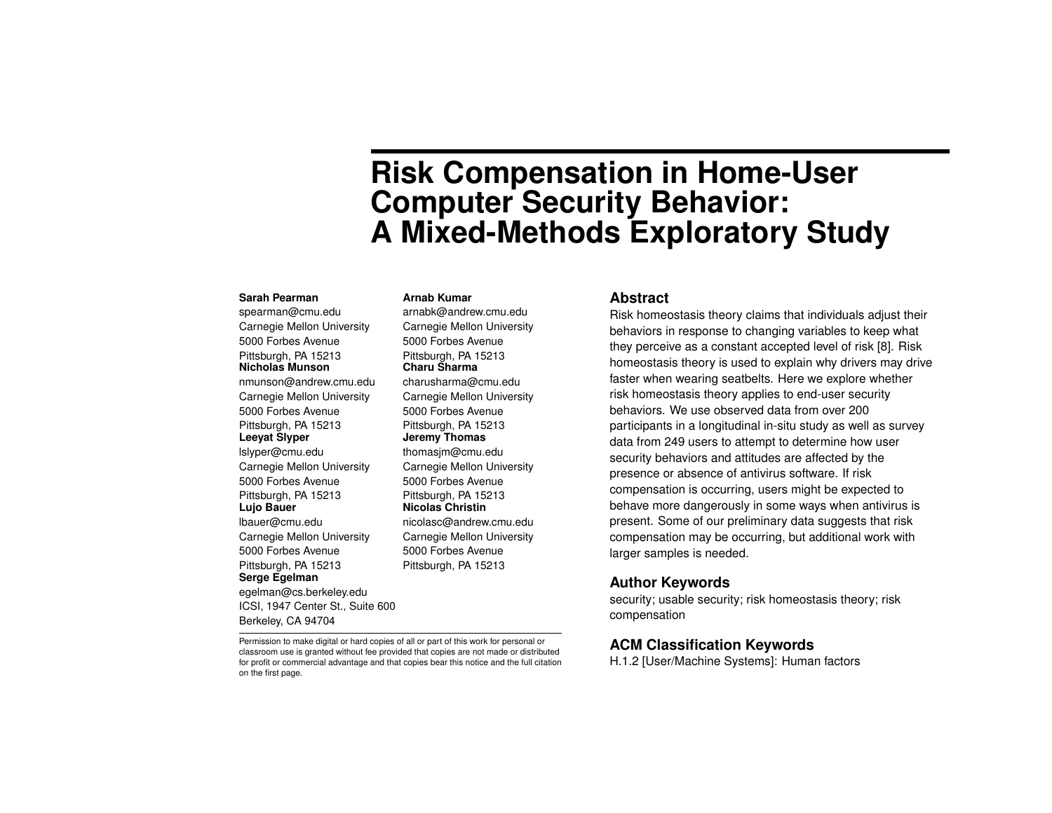# Risk Compensation in Home-User Computer Security Behavior: A Mixed-Methods Exploratory Study

**Sarah Pearman**
spearman@cmu.edu
Carnegie Mellon University
5000 Forbes Avenue
Pittsburgh, PA 15213

**Nicholas Munson**
nmunson@andrew.cmu.edu
Carnegie Mellon University
5000 Forbes Avenue
Pittsburgh, PA 15213

**Leeyat Slyper**
lslyper@cmu.edu
Carnegie Mellon University
5000 Forbes Avenue
Pittsburgh, PA 15213

**Lujo Bauer**
lbauer@cmu.edu
Carnegie Mellon University
5000 Forbes Avenue
Pittsburgh, PA 15213

**Serge Egelman**
egelman@cs.berkeley.edu
ICSI, 1947 Center St., Suite 600
Berkeley, CA 94704

**Arnab Kumar**
arnabk@andrew.cmu.edu
Carnegie Mellon University
5000 Forbes Avenue
Pittsburgh, PA 15213

**Charu Sharma**
charusharma@cmu.edu
Carnegie Mellon University
5000 Forbes Avenue
Pittsburgh, PA 15213

**Jeremy Thomas**
thomasjm@cmu.edu
Carnegie Mellon University
5000 Forbes Avenue
Pittsburgh, PA 15213

**Nicolas Christin**
nicolasc@andrew.cmu.edu
Carnegie Mellon University
5000 Forbes Avenue
Pittsburgh, PA 15213

Permission to make digital or hard copies of all or part of this work for personal or classroom use is granted without fee provided that copies are not made or distributed for profit or commercial advantage and that copies bear this notice and the full citation on the first page.

## Abstract

Risk homeostasis theory claims that individuals adjust their behaviors in response to changing variables to keep what they perceive as a constant accepted level of risk [8]. Risk homeostasis theory is used to explain why drivers may drive faster when wearing seatbelts. Here we explore whether risk homeostasis theory applies to end-user security behaviors. We use observed data from over 200 participants in a longitudinal in-situ study as well as survey data from 249 users to attempt to determine how user security behaviors and attitudes are affected by the presence or absence of antivirus software. If risk compensation is occurring, users might be expected to behave more dangerously in some ways when antivirus is present. Some of our preliminary data suggests that risk compensation may be occurring, but additional work with larger samples is needed.

## Author Keywords

security; usable security; risk homeostasis theory; risk compensation

## ACM Classification Keywords

H.1.2 [User/Machine Systems]: Human factors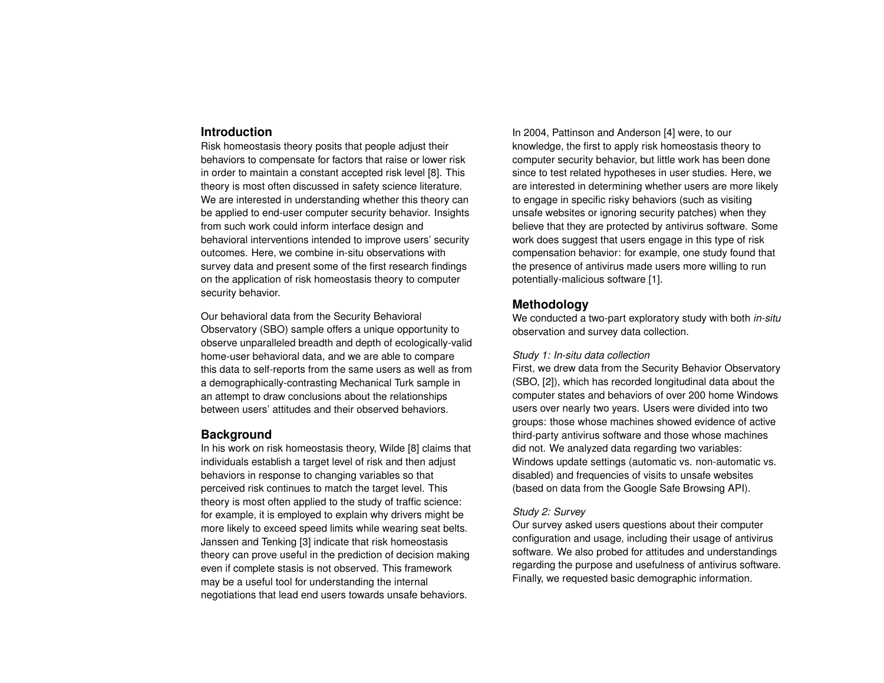## Introduction

Risk homeostasis theory posits that people adjust their behaviors to compensate for factors that raise or lower risk in order to maintain a constant accepted risk level [8]. This theory is most often discussed in safety science literature. We are interested in understanding whether this theory can be applied to end-user computer security behavior. Insights from such work could inform interface design and behavioral interventions intended to improve users' security outcomes. Here, we combine in-situ observations with survey data and present some of the first research findings on the application of risk homeostasis theory to computer security behavior.

Our behavioral data from the Security Behavioral Observatory (SBO) sample offers a unique opportunity to observe unparalleled breadth and depth of ecologically-valid home-user behavioral data, and we are able to compare this data to self-reports from the same users as well as from a demographically-contrasting Mechanical Turk sample in an attempt to draw conclusions about the relationships between users' attitudes and their observed behaviors.

## Background

In his work on risk homeostasis theory, Wilde [8] claims that individuals establish a target level of risk and then adjust behaviors in response to changing variables so that perceived risk continues to match the target level. This theory is most often applied to the study of traffic science: for example, it is employed to explain why drivers might be more likely to exceed speed limits while wearing seat belts. Janssen and Tenking [3] indicate that risk homeostasis theory can prove useful in the prediction of decision making even if complete stasis is not observed. This framework may be a useful tool for understanding the internal negotiations that lead end users towards unsafe behaviors.

In 2004, Pattinson and Anderson [4] were, to our knowledge, the first to apply risk homeostasis theory to computer security behavior, but little work has been done since to test related hypotheses in user studies. Here, we are interested in determining whether users are more likely to engage in specific risky behaviors (such as visiting unsafe websites or ignoring security patches) when they believe that they are protected by antivirus software. Some work does suggest that users engage in this type of risk compensation behavior: for example, one study found that the presence of antivirus made users more willing to run potentially-malicious software [1].

## Methodology

We conducted a two-part exploratory study with both *in-situ* observation and survey data collection.

*Study 1: In-situ data collection*

First, we drew data from the Security Behavior Observatory (SBO, [2]), which has recorded longitudinal data about the computer states and behaviors of over 200 home Windows users over nearly two years. Users were divided into two groups: those whose machines showed evidence of active third-party antivirus software and those whose machines did not. We analyzed data regarding two variables: Windows update settings (automatic vs. non-automatic vs. disabled) and frequencies of visits to unsafe websites (based on data from the Google Safe Browsing API).

*Study 2: Survey*

Our survey asked users questions about their computer configuration and usage, including their usage of antivirus software. We also probed for attitudes and understandings regarding the purpose and usefulness of antivirus software. Finally, we requested basic demographic information.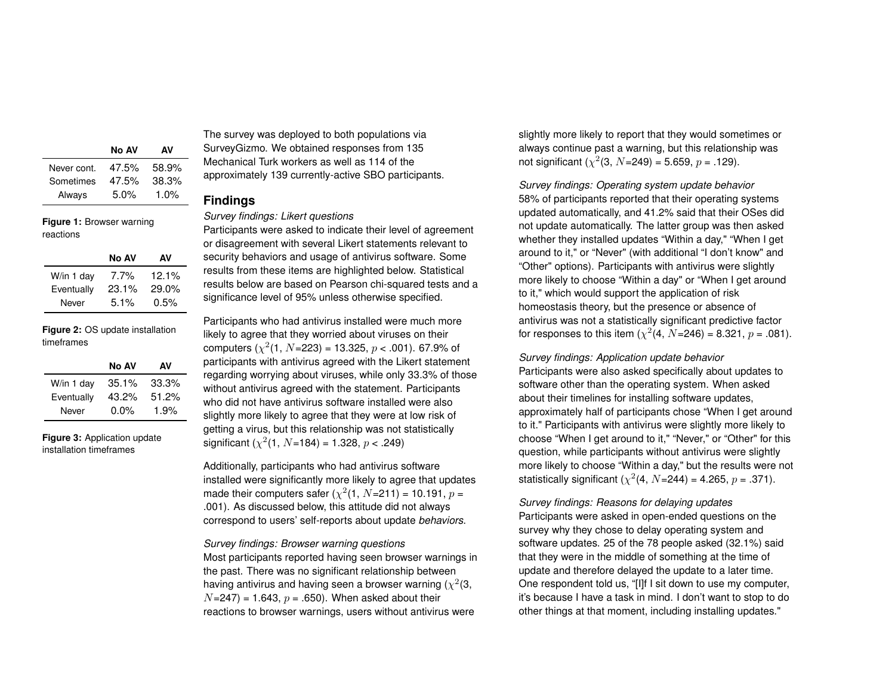| | No AV | AV |
|---|---|---|
| Never cont. | 47.5% | 58.9% |
| Sometimes | 47.5% | 38.3% |
| Always | 5.0% | 1.0% |

**Figure 1:** Browser warning reactions

| | No AV | AV |
|---|---|---|
| W/in 1 day | 7.7% | 12.1% |
| Eventually | 23.1% | 29.0% |
| Never | 5.1% | 0.5% |

**Figure 2:** OS update installation timeframes

| | No AV | AV |
|---|---|---|
| W/in 1 day | 35.1% | 33.3% |
| Eventually | 43.2% | 51.2% |
| Never | 0.0% | 1.9% |

**Figure 3:** Application update installation timeframes

The survey was deployed to both populations via SurveyGizmo. We obtained responses from 135 Mechanical Turk workers as well as 114 of the approximately 139 currently-active SBO participants.

## Findings

*Survey findings: Likert questions*

Participants were asked to indicate their level of agreement or disagreement with several Likert statements relevant to security behaviors and usage of antivirus software. Some results from these items are highlighted below. Statistical results below are based on Pearson chi-squared tests and a significance level of 95% unless otherwise specified.

Participants who had antivirus installed were much more likely to agree that they worried about viruses on their computers ($\chi^2(1, N{=}223) = 13.325$, $p < .001$). 67.9% of participants with antivirus agreed with the Likert statement regarding worrying about viruses, while only 33.3% of those without antivirus agreed with the statement. Participants who did not have antivirus software installed were also slightly more likely to agree that they were at low risk of getting a virus, but this relationship was not statistically significant ($\chi^2(1, N{=}184) = 1.328$, $p < .249$)

Additionally, participants who had antivirus software installed were significantly more likely to agree that updates made their computers safer ($\chi^2(1, N{=}211) = 10.191$, $p = .001$). As discussed below, this attitude did not always correspond to users' self-reports about update *behaviors*.

*Survey findings: Browser warning questions*

Most participants reported having seen browser warnings in the past. There was no significant relationship between having antivirus and having seen a browser warning ($\chi^2(3, N{=}247) = 1.643$, $p = .650$). When asked about their reactions to browser warnings, users without antivirus were slightly more likely to report that they would sometimes or always continue past a warning, but this relationship was not significant ($\chi^2(3, N{=}249) = 5.659$, $p = .129$).

*Survey findings: Operating system update behavior*

58% of participants reported that their operating systems updated automatically, and 41.2% said that their OSes did not update automatically. The latter group was then asked whether they installed updates "Within a day," "When I get around to it," or "Never" (with additional "I don't know" and "Other" options). Participants with antivirus were slightly more likely to choose "Within a day" or "When I get around to it," which would support the application of risk homeostasis theory, but the presence or absence of antivirus was not a statistically significant predictive factor for responses to this item ($\chi^2(4, N{=}246) = 8.321$, $p = .081$).

*Survey findings: Application update behavior*

Participants were also asked specifically about updates to software other than the operating system. When asked about their timelines for installing software updates, approximately half of participants chose "When I get around to it." Participants with antivirus were slightly more likely to choose "When I get around to it," "Never," or "Other" for this question, while participants without antivirus were slightly more likely to choose "Within a day," but the results were not statistically significant ($\chi^2(4, N{=}244) = 4.265$, $p = .371$).

*Survey findings: Reasons for delaying updates*

Participants were asked in open-ended questions on the survey why they chose to delay operating system and software updates. 25 of the 78 people asked (32.1%) said that they were in the middle of something at the time of update and therefore delayed the update to a later time. One respondent told us, "[I]f I sit down to use my computer, it's because I have a task in mind. I don't want to stop to do other things at that moment, including installing updates."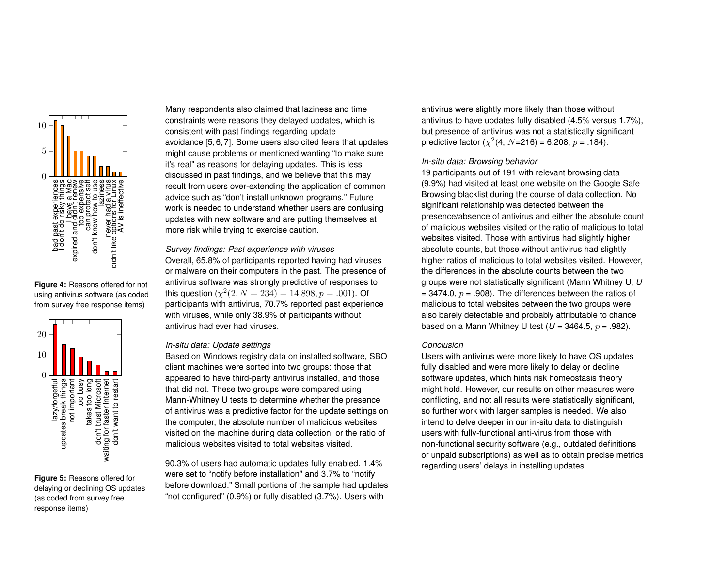Figure 4: Reasons offered for not using antivirus software (as coded from survey free response items)

Figure 5: Reasons offered for delaying or declining OS updates (as coded from survey free response items)

Many respondents also claimed that laziness and time constraints were reasons they delayed updates, which is consistent with past findings regarding update avoidance [5, 6, 7]. Some users also cited fears that updates might cause problems or mentioned wanting "to make sure it's real" as reasons for delaying updates. This is less discussed in past findings, and we believe that this may result from users over-extending the application of common advice such as "don't install unknown programs." Future work is needed to understand whether users are confusing updates with new software and are putting themselves at more risk while trying to exercise caution.

*Survey findings: Past experience with viruses*

Overall, 65.8% of participants reported having had viruses or malware on their computers in the past. The presence of antivirus software was strongly predictive of responses to this question ($\chi^2(2, N = 234) = 14.898, p = .001$). Of participants with antivirus, 70.7% reported past experience with viruses, while only 38.9% of participants without antivirus had ever had viruses.

*In-situ data: Update settings*

Based on Windows registry data on installed software, SBO client machines were sorted into two groups: those that appeared to have third-party antivirus installed, and those that did not. These two groups were compared using Mann-Whitney U tests to determine whether the presence of antivirus was a predictive factor for the update settings on the computer, the absolute number of malicious websites visited on the machine during data collection, or the ratio of malicious websites visited to total websites visited.

90.3% of users had automatic updates fully enabled. 1.4% were set to "notify before installation" and 3.7% to "notify before download." Small portions of the sample had updates "not configured" (0.9%) or fully disabled (3.7%). Users with antivirus were slightly more likely than those without antivirus to have updates fully disabled (4.5% versus 1.7%), but presence of antivirus was not a statistically significant predictive factor ($\chi^2$(4, $N$=216) = 6.208, $p$ = .184).

*In-situ data: Browsing behavior*

19 participants out of 191 with relevant browsing data (9.9%) had visited at least one website on the Google Safe Browsing blacklist during the course of data collection. No significant relationship was detected between the presence/absence of antivirus and either the absolute count of malicious websites visited or the ratio of malicious to total websites visited. Those with antivirus had slightly higher absolute counts, but those without antivirus had slightly higher ratios of malicious to total websites visited. However, the differences in the absolute counts between the two groups were not statistically significant (Mann Whitney U, *U* = 3474.0, $p$ = .908). The differences between the ratios of malicious to total websites between the two groups were also barely detectable and probably attributable to chance based on a Mann Whitney U test (*U* = 3464.5, $p$ = .982).

*Conclusion*

Users with antivirus were more likely to have OS updates fully disabled and were more likely to delay or decline software updates, which hints risk homeostasis theory might hold. However, our results on other measures were conflicting, and not all results were statistically significant, so further work with larger samples is needed. We also intend to delve deeper in our in-situ data to distinguish users with fully-functional anti-virus from those with non-functional security software (e.g., outdated definitions or unpaid subscriptions) as well as to obtain precise metrics regarding users' delays in installing updates.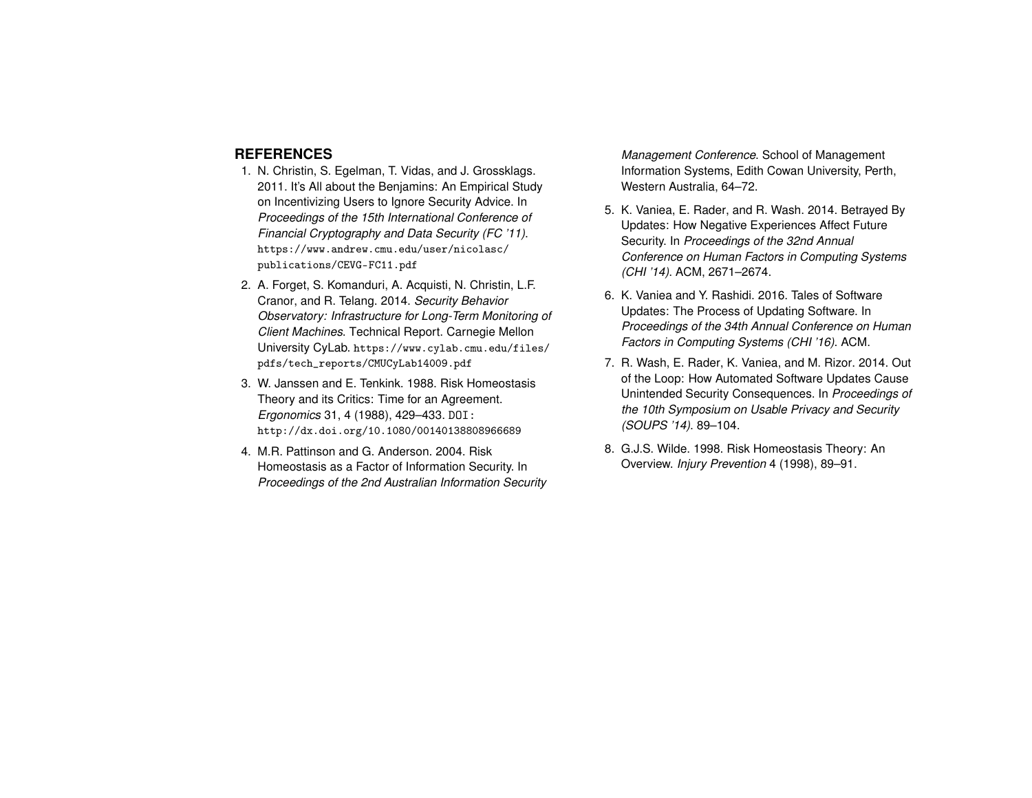## REFERENCES

1. N. Christin, S. Egelman, T. Vidas, and J. Grossklags. 2011. It's All about the Benjamins: An Empirical Study on Incentivizing Users to Ignore Security Advice. In *Proceedings of the 15th International Conference of Financial Cryptography and Data Security (FC '11)*. https://www.andrew.cmu.edu/user/nicolasc/publications/CEVG-FC11.pdf
2. A. Forget, S. Komanduri, A. Acquisti, N. Christin, L.F. Cranor, and R. Telang. 2014. *Security Behavior Observatory: Infrastructure for Long-Term Monitoring of Client Machines*. Technical Report. Carnegie Mellon University CyLab. https://www.cylab.cmu.edu/files/pdfs/tech_reports/CMUCyLab14009.pdf
3. W. Janssen and E. Tenkink. 1988. Risk Homeostasis Theory and its Critics: Time for an Agreement. *Ergonomics* 31, 4 (1988), 429–433. DOI: http://dx.doi.org/10.1080/00140138808966689
4. M.R. Pattinson and G. Anderson. 2004. Risk Homeostasis as a Factor of Information Security. In *Proceedings of the 2nd Australian Information Security Management Conference*. School of Management Information Systems, Edith Cowan University, Perth, Western Australia, 64–72.
5. K. Vaniea, E. Rader, and R. Wash. 2014. Betrayed By Updates: How Negative Experiences Affect Future Security. In *Proceedings of the 32nd Annual Conference on Human Factors in Computing Systems (CHI '14)*. ACM, 2671–2674.
6. K. Vaniea and Y. Rashidi. 2016. Tales of Software Updates: The Process of Updating Software. In *Proceedings of the 34th Annual Conference on Human Factors in Computing Systems (CHI '16)*. ACM.
7. R. Wash, E. Rader, K. Vaniea, and M. Rizor. 2014. Out of the Loop: How Automated Software Updates Cause Unintended Security Consequences. In *Proceedings of the 10th Symposium on Usable Privacy and Security (SOUPS '14)*. 89–104.
8. G.J.S. Wilde. 1998. Risk Homeostasis Theory: An Overview. *Injury Prevention* 4 (1998), 89–91.